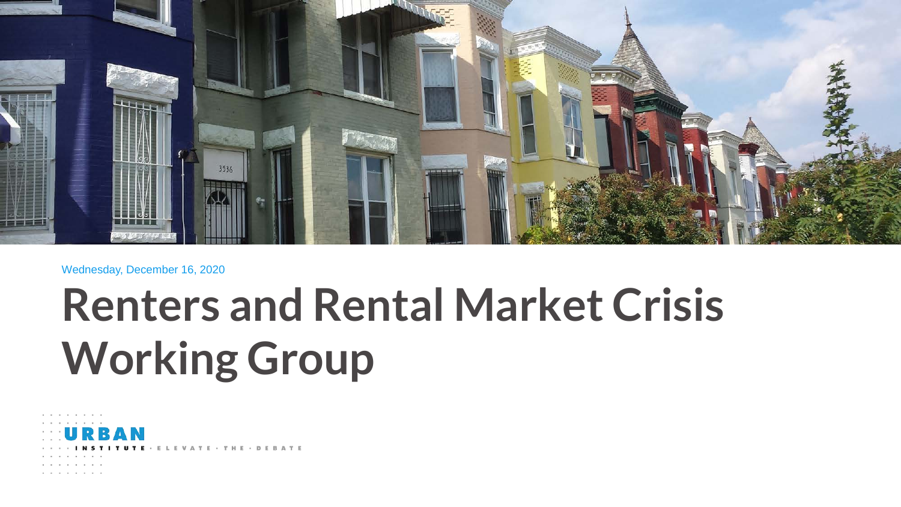Wednesday, December 16, 2020

# Renters and Rental Market Crisis Working Group

URBAN INSTITUTE · ELEVATE · THE · DEBATE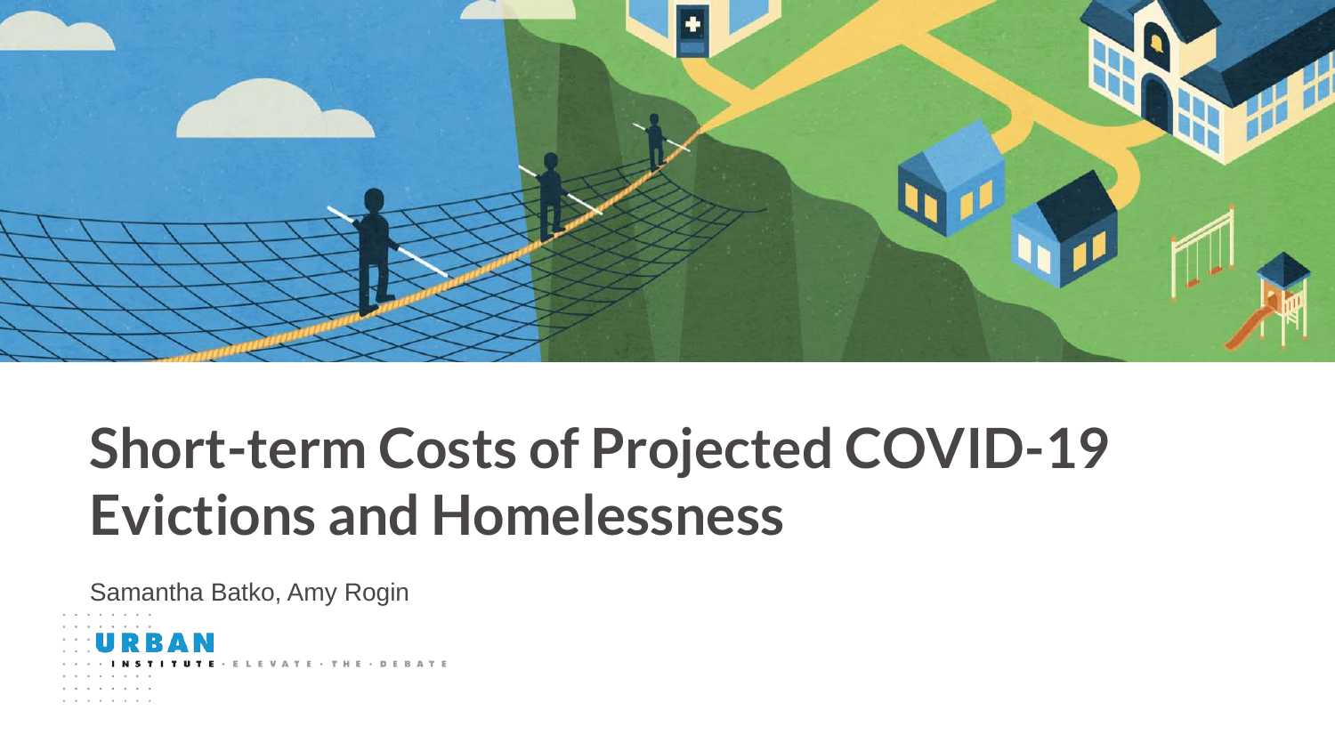# Short-term Costs of Projected COVID-19 Evictions and Homelessness

Samantha Batko, Amy Rogin

URBAN INSTITUTE · ELEVATE · THE · DEBATE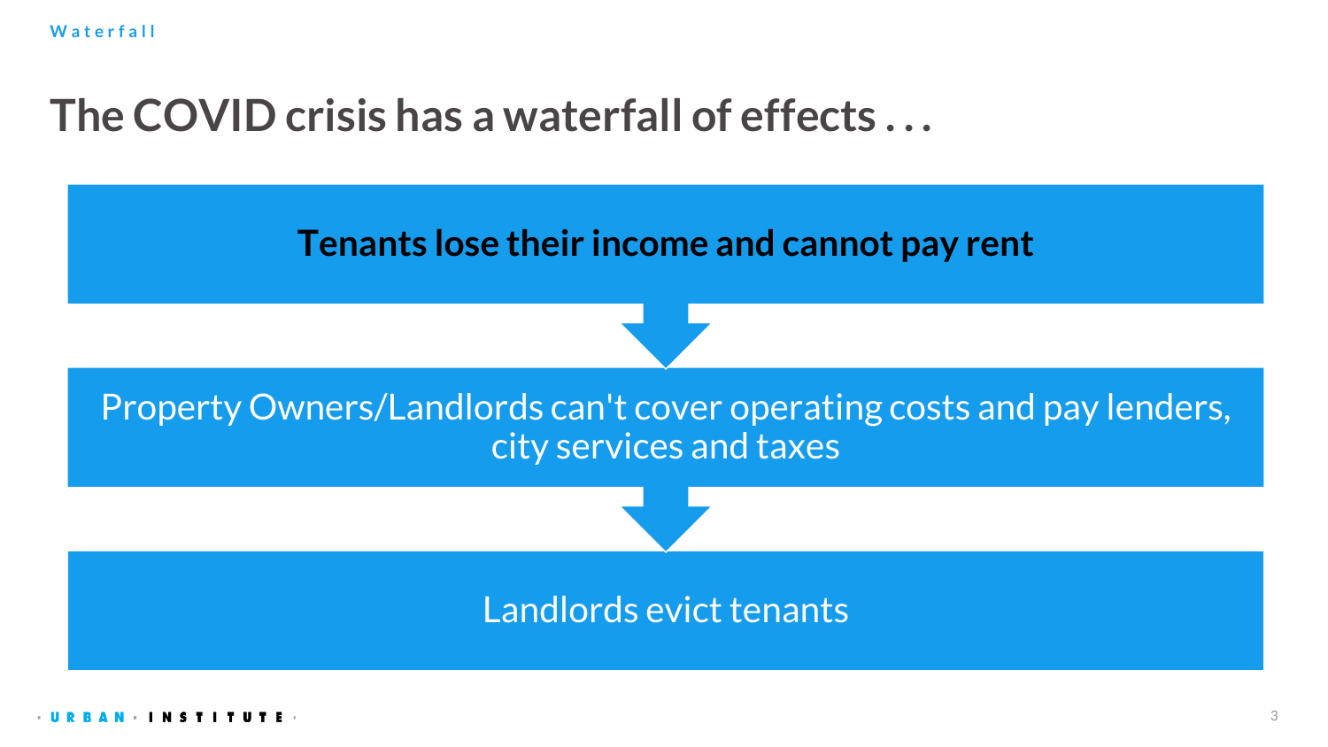Waterfall

# The COVID crisis has a waterfall of effects . . .

**Tenants lose their income and cannot pay rent**

↓

Property Owners/Landlords can't cover operating costs and pay lenders, city services and taxes

↓

Landlords evict tenants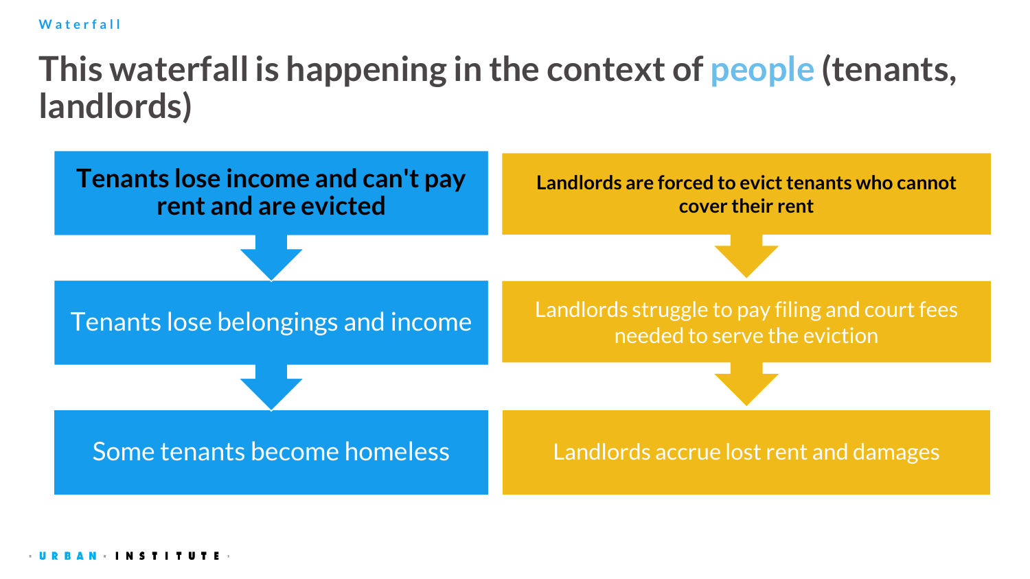Waterfall

# This waterfall is happening in the context of people (tenants, landlords)

**Tenants lose income and can't pay rent and are evicted**

↓

Tenants lose belongings and income

↓

Some tenants become homeless

**Landlords are forced to evict tenants who cannot cover their rent**

↓

Landlords struggle to pay filing and court fees needed to serve the eviction

↓

Landlords accrue lost rent and damages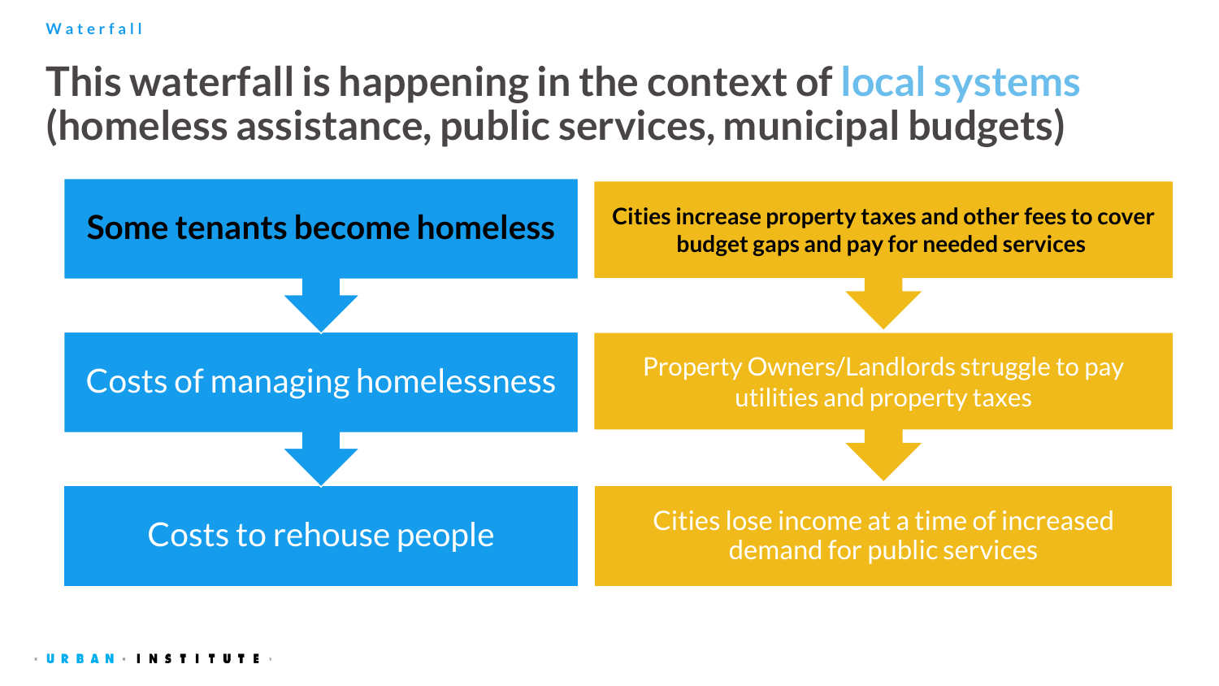Waterfall

# This waterfall is happening in the context of local systems (homeless assistance, public services, municipal budgets)

**Some tenants become homeless**

↓

Costs of managing homelessness

↓

Costs to rehouse people

**Cities increase property taxes and other fees to cover budget gaps and pay for needed services**

↓

Property Owners/Landlords struggle to pay utilities and property taxes

↓

Cities lose income at a time of increased demand for public services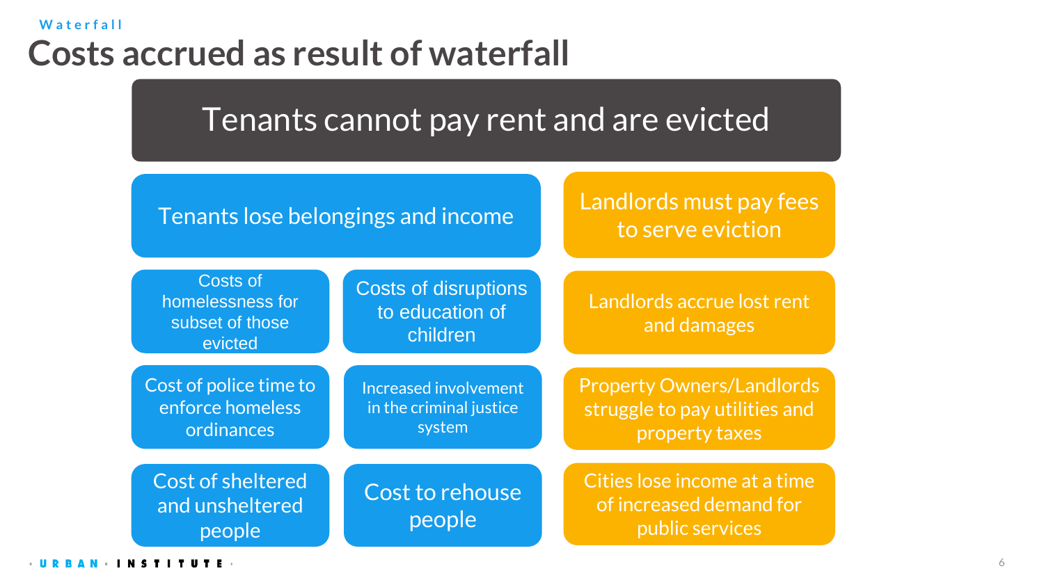Waterfall

# Costs accrued as result of waterfall

## Tenants cannot pay rent and are evicted

### Tenants lose belongings and income

- Costs of homelessness for subset of those evicted
- Costs of disruptions to education of children
- Cost of police time to enforce homeless ordinances
- Increased involvement in the criminal justice system
- Cost of sheltered and unsheltered people
- Cost to rehouse people

### Landlords must pay fees to serve eviction

- Landlords accrue lost rent and damages
- Property Owners/Landlords struggle to pay utilities and property taxes
- Cities lose income at a time of increased demand for public services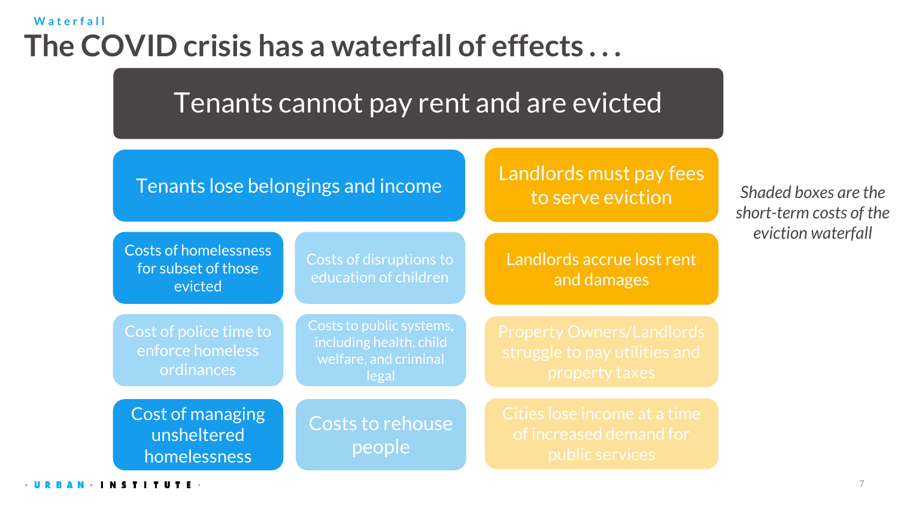Waterfall

# The COVID crisis has a waterfall of effects . . .

## Tenants cannot pay rent and are evicted

**Tenants lose belongings and income**

- Costs of homelessness for subset of those evicted
- Costs of disruptions to education of children
- Cost of police time to enforce homeless ordinances
- Costs to public systems, including health, child welfare, and criminal legal
- Cost of managing unsheltered homelessness
- Costs to rehouse people

**Landlords must pay fees to serve eviction**

- Landlords accrue lost rent and damages
- Property Owners/Landlords struggle to pay utilities and property taxes
- Cities lose income at a time of increased demand for public services

*Shaded boxes are the short-term costs of the eviction waterfall*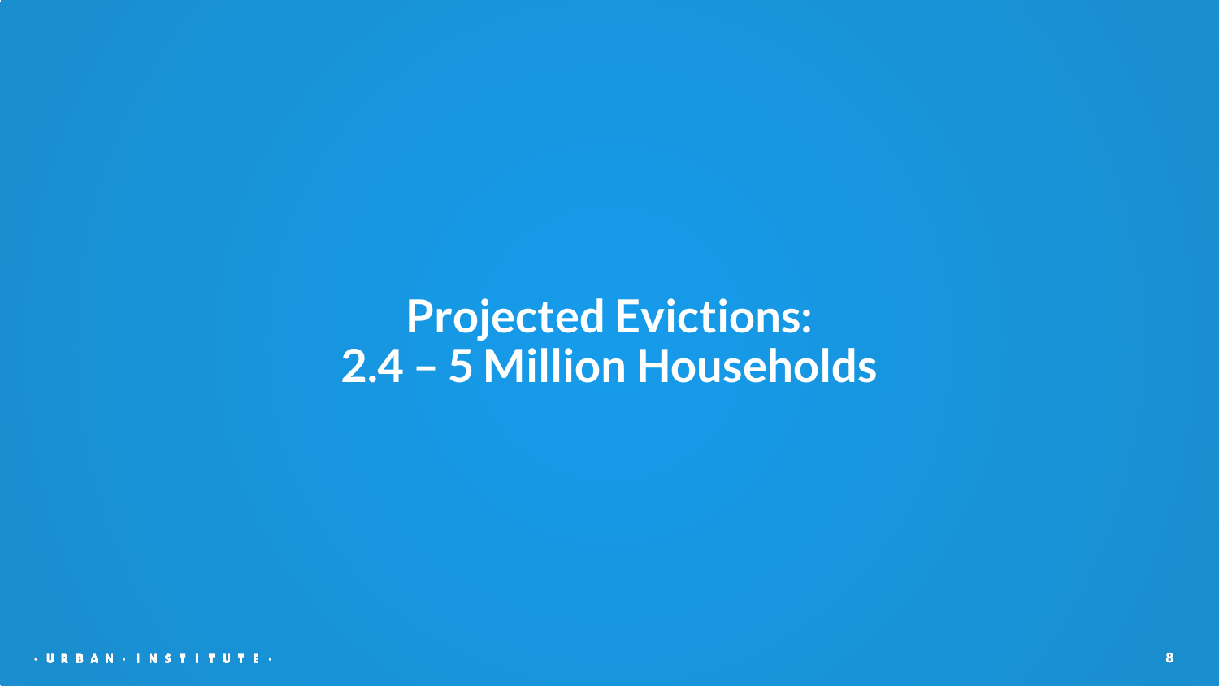# Projected Evictions:
# 2.4 – 5 Million Households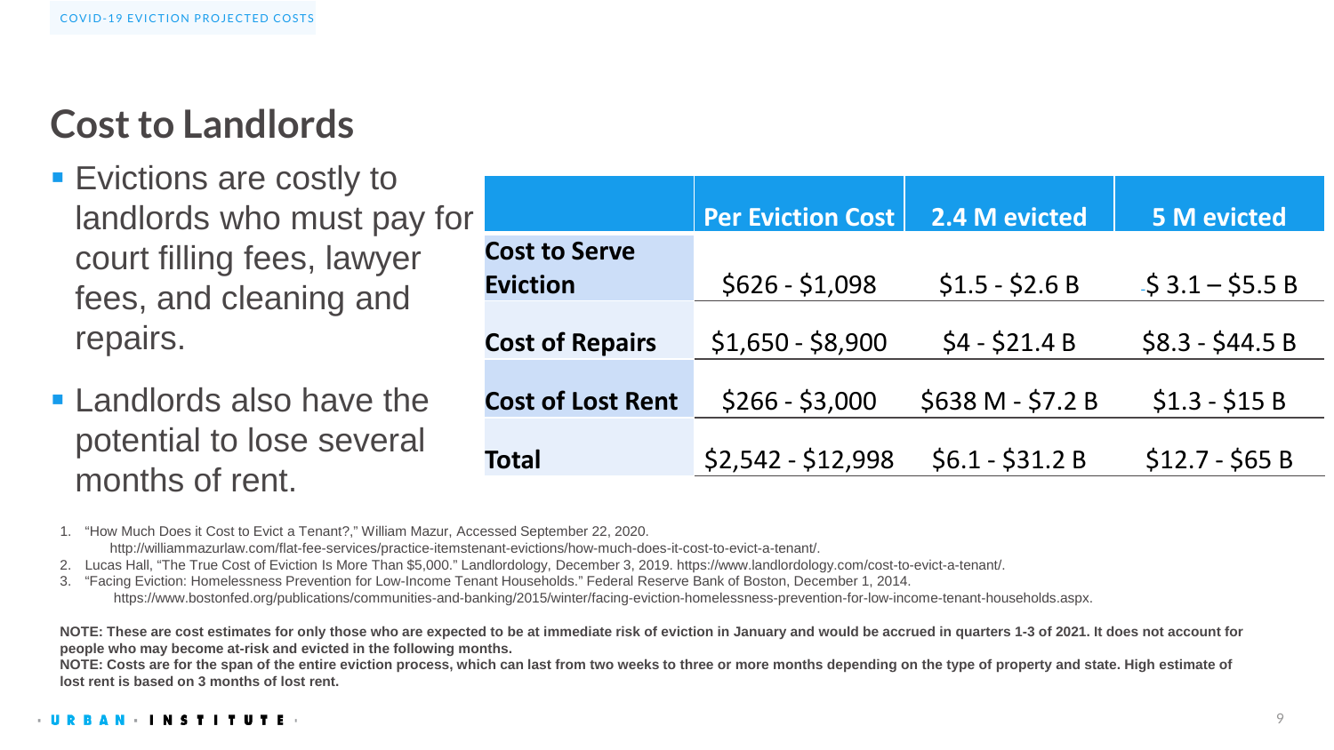## Cost to Landlords

- Evictions are costly to landlords who must pay for court filling fees, lawyer fees, and cleaning and repairs.
- Landlords also have the potential to lose several months of rent.

| | Per Eviction Cost | 2.4 M evicted | 5 M evicted |
|---|---|---|---|
| **Cost to Serve Eviction** | $626 - $1,098 | $1.5 - $2.6 B | $ 3.1 – $5.5 B |
| **Cost of Repairs** | $1,650 - $8,900 | $4 - $21.4 B | $8.3 - $44.5 B |
| **Cost of Lost Rent** | $266 - $3,000 | $638 M - $7.2 B | $1.3 - $15 B |
| **Total** | $2,542 - $12,998 | $6.1 - $31.2 B | $12.7 - $65 B |

1. "How Much Does it Cost to Evict a Tenant?," William Mazur, Accessed September 22, 2020. http://williammazurlaw.com/flat-fee-services/practice-itemstenant-evictions/how-much-does-it-cost-to-evict-a-tenant/.
2. Lucas Hall, "The True Cost of Eviction Is More Than $5,000." Landlordology, December 3, 2019. https://www.landlordology.com/cost-to-evict-a-tenant/.
3. "Facing Eviction: Homelessness Prevention for Low-Income Tenant Households." Federal Reserve Bank of Boston, December 1, 2014. https://www.bostonfed.org/publications/communities-and-banking/2015/winter/facing-eviction-homelessness-prevention-for-low-income-tenant-households.aspx.

**NOTE: These are cost estimates for only those who are expected to be at immediate risk of eviction in January and would be accrued in quarters 1-3 of 2021. It does not account for people who may become at-risk and evicted in the following months.**

**NOTE: Costs are for the span of the entire eviction process, which can last from two weeks to three or more months depending on the type of property and state. High estimate of lost rent is based on 3 months of lost rent.**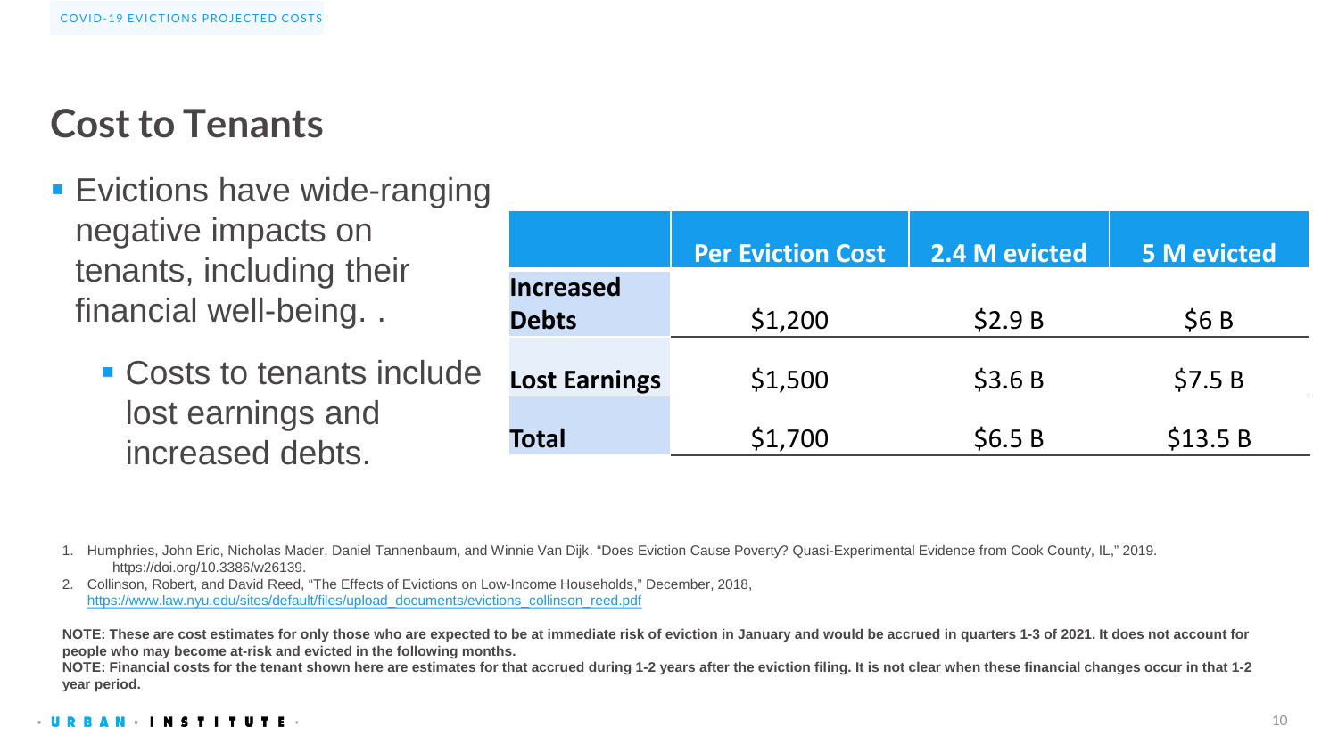# Cost to Tenants

- Evictions have wide-ranging negative impacts on tenants, including their financial well-being. .
  - Costs to tenants include lost earnings and increased debts.

| | Per Eviction Cost | 2.4 M evicted | 5 M evicted |
|---|---|---|---|
| **Increased Debts** | $1,200 | $2.9 B | $6 B |
| **Lost Earnings** | $1,500 | $3.6 B | $7.5 B |
| **Total** | $1,700 | $6.5 B | $13.5 B |

1. Humphries, John Eric, Nicholas Mader, Daniel Tannenbaum, and Winnie Van Dijk. "Does Eviction Cause Poverty? Quasi-Experimental Evidence from Cook County, IL," 2019. https://doi.org/10.3386/w26139.
2. Collinson, Robert, and David Reed, "The Effects of Evictions on Low-Income Households," December, 2018, https://www.law.nyu.edu/sites/default/files/upload_documents/evictions_collinson_reed.pdf

**NOTE: These are cost estimates for only those who are expected to be at immediate risk of eviction in January and would be accrued in quarters 1-3 of 2021. It does not account for people who may become at-risk and evicted in the following months.**

**NOTE: Financial costs for the tenant shown here are estimates for that accrued during 1-2 years after the eviction filing. It is not clear when these financial changes occur in that 1-2 year period.**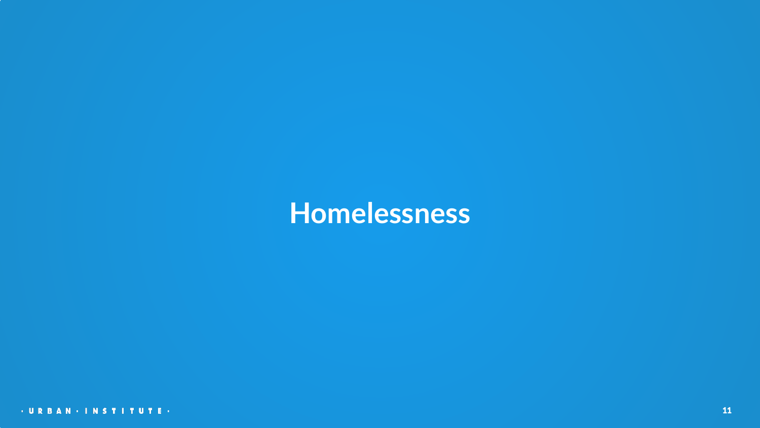# Homelessness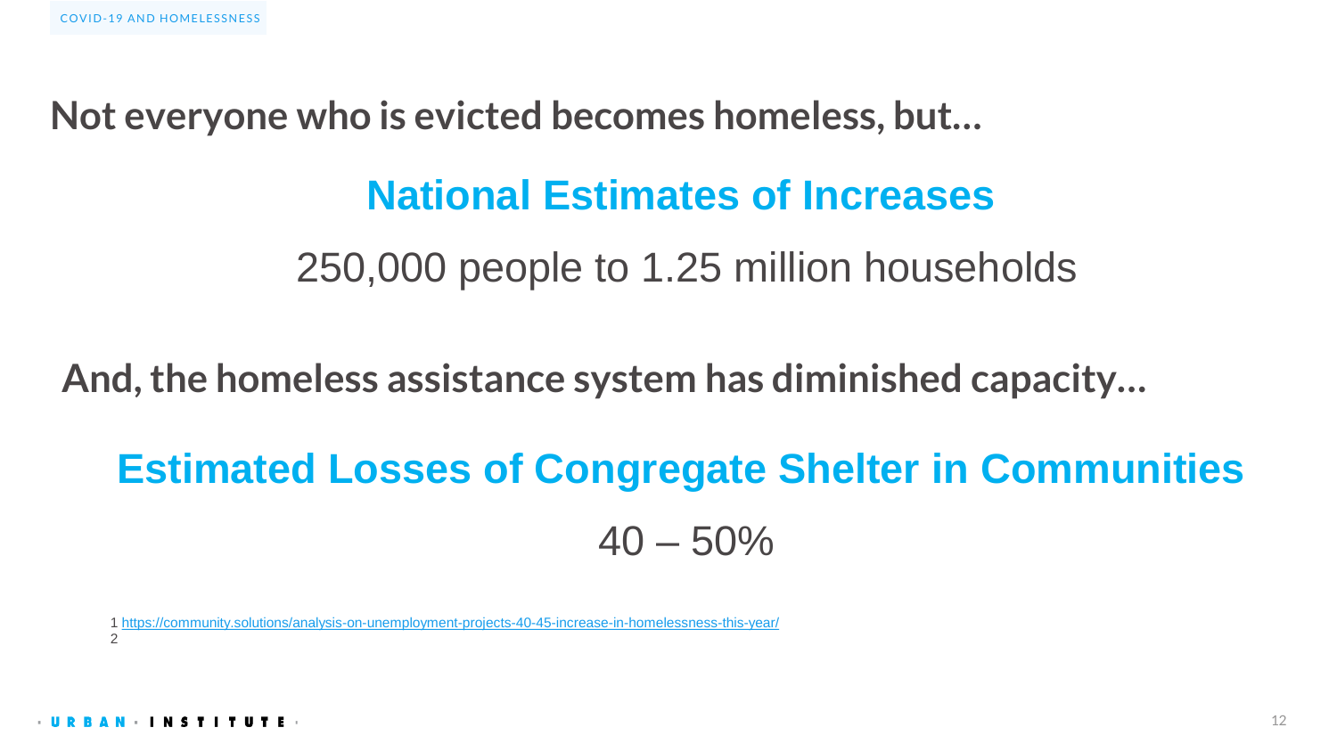## Not everyone who is evicted becomes homeless, but…

### National Estimates of Increases

250,000 people to 1.25 million households

## And, the homeless assistance system has diminished capacity…

### Estimated Losses of Congregate Shelter in Communities

40 – 50%

1 https://community.solutions/analysis-on-unemployment-projects-40-45-increase-in-homelessness-this-year/
2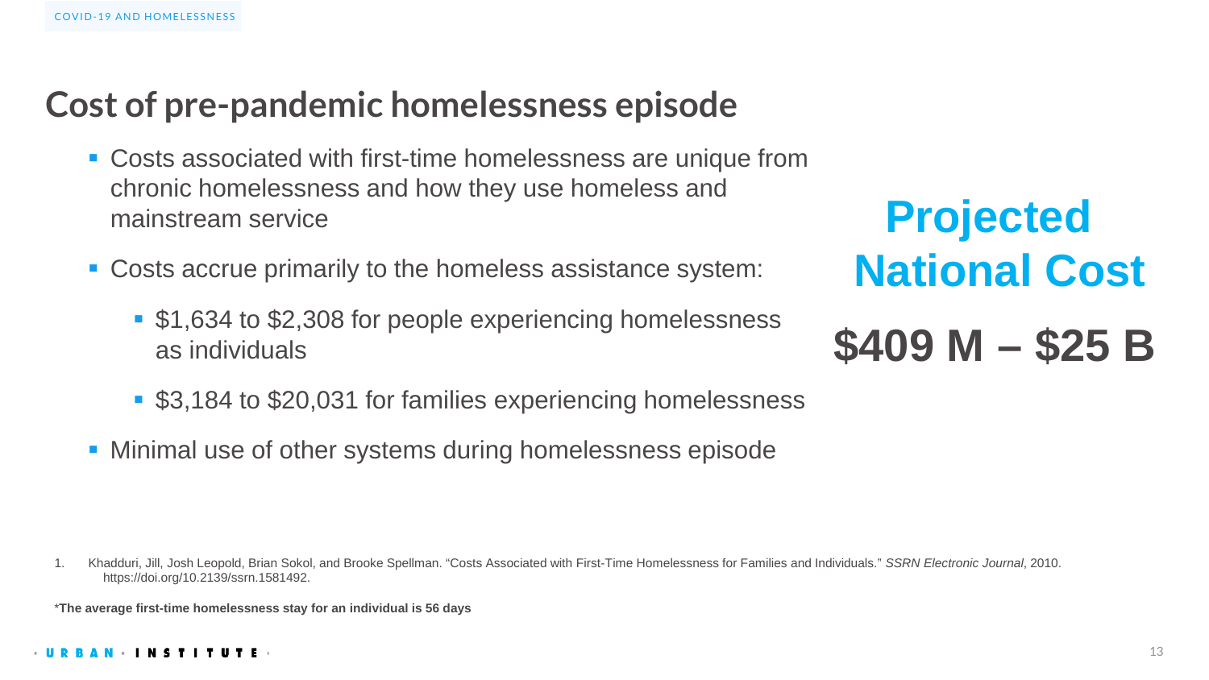## Cost of pre-pandemic homelessness episode

- Costs associated with first-time homelessness are unique from chronic homelessness and how they use homeless and mainstream service
- Costs accrue primarily to the homeless assistance system:
  - $1,634 to $2,308 for people experiencing homelessness as individuals
  - $3,184 to $20,031 for families experiencing homelessness
- Minimal use of other systems during homelessness episode

**Projected National Cost**

**$409 M – $25 B**

1. Khadduri, Jill, Josh Leopold, Brian Sokol, and Brooke Spellman. "Costs Associated with First-Time Homelessness for Families and Individuals." *SSRN Electronic Journal*, 2010. https://doi.org/10.2139/ssrn.1581492.

***The average first-time homelessness stay for an individual is 56 days**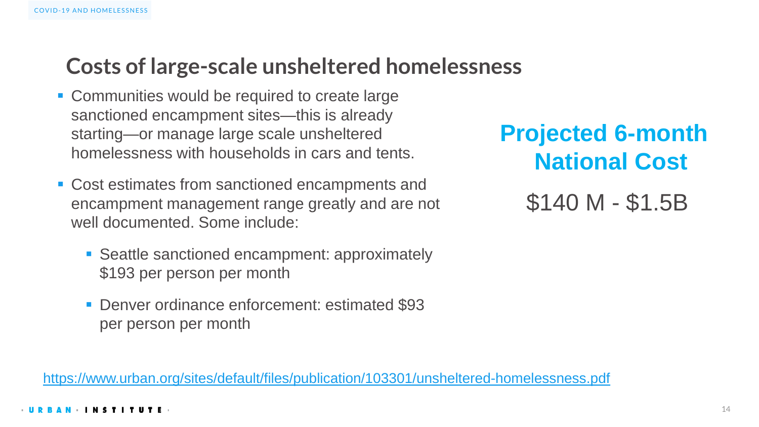## Costs of large-scale unsheltered homelessness

- Communities would be required to create large sanctioned encampment sites—this is already starting—or manage large scale unsheltered homelessness with households in cars and tents.
- Cost estimates from sanctioned encampments and encampment management range greatly and are not well documented. Some include:
  - Seattle sanctioned encampment: approximately $193 per person per month
  - Denver ordinance enforcement: estimated $93 per person per month

**Projected 6-month National Cost**

$140 M - $1.5B

https://www.urban.org/sites/default/files/publication/103301/unsheltered-homelessness.pdf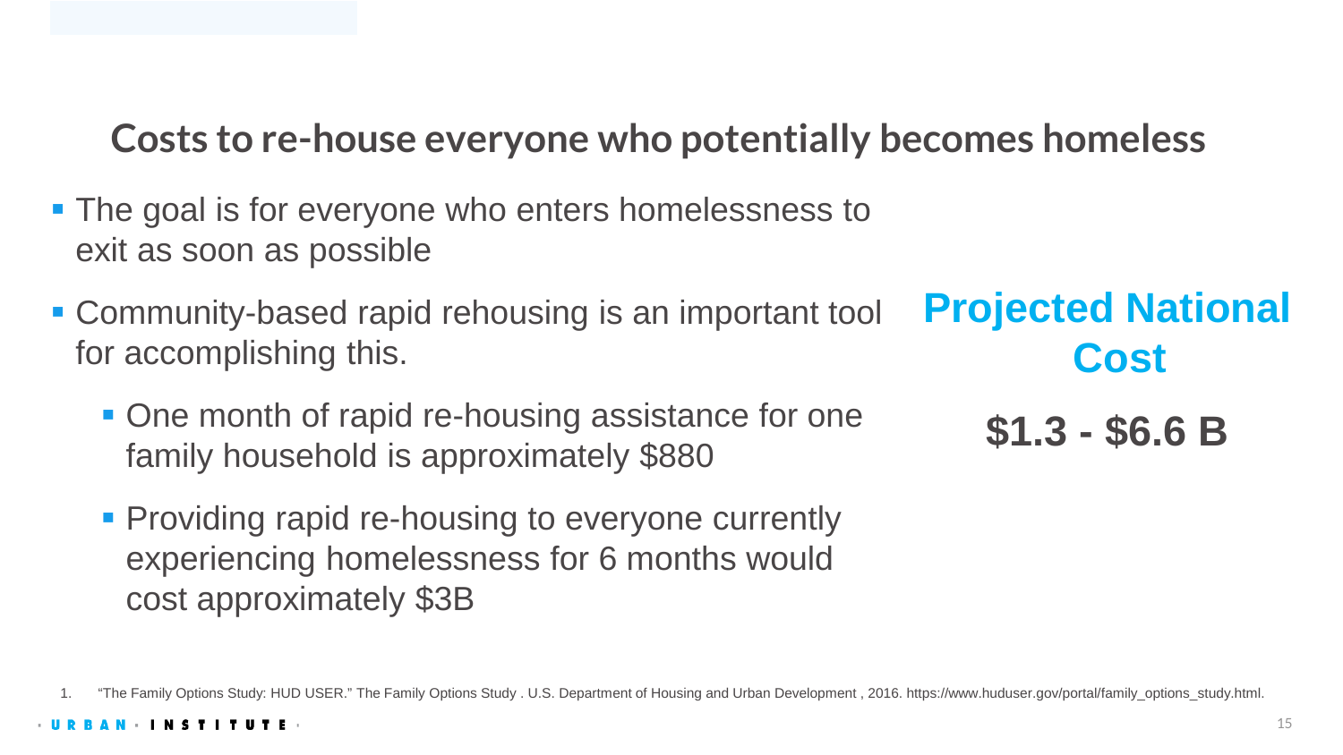## Costs to re-house everyone who potentially becomes homeless

- The goal is for everyone who enters homelessness to exit as soon as possible
- Community-based rapid rehousing is an important tool for accomplishing this.
  - One month of rapid re-housing assistance for one family household is approximately $880
  - Providing rapid re-housing to everyone currently experiencing homelessness for 6 months would cost approximately $3B

**Projected National Cost**

**$1.3 - $6.6 B**

1. "The Family Options Study: HUD USER." The Family Options Study . U.S. Department of Housing and Urban Development , 2016. https://www.huduser.gov/portal/family_options_study.html.